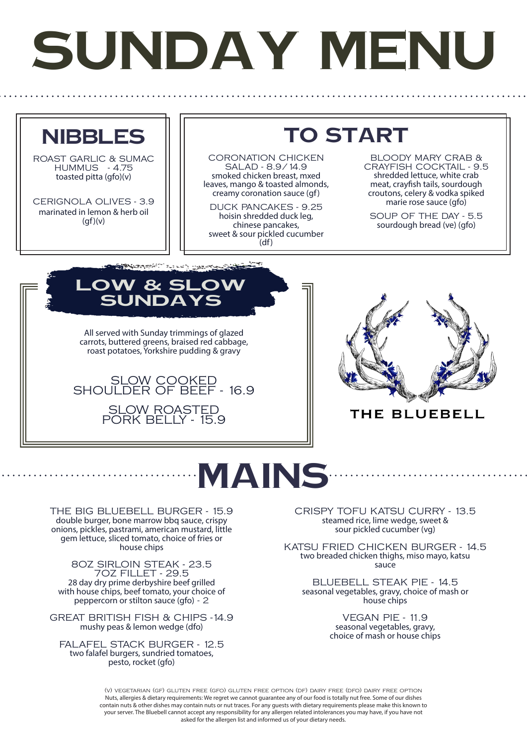# SUNDAY MENU

## NIBBLES

ROAST GARLIC & SUMAC HUMMUS - 4.75
toasted pitta (gfo)(v)

CERIGNOLA OLIVES - 3.9
marinated in lemon & herb oil (gf)(v)

## TO START

CORONATION CHICKEN SALAD - 8.9/ 14.9
smoked chicken breast, mxed leaves, mango & toasted almonds, creamy coronation sauce (gf)

DUCK PANCAKES - 9.25
hoisin shredded duck leg, chinese pancakes, sweet & sour pickled cucumber (df)

BLOODY MARY CRAB & CRAYFISH COCKTAIL - 9.5
shredded lettuce, white crab meat, crayfish tails, sourdough croutons, celery & vodka spiked marie rose sauce (gfo)

SOUP OF THE DAY - 5.5
sourdough bread (ve) (gfo)

## LOW & SLOW SUNDAYS

All served with Sunday trimmings of glazed carrots, buttered greens, braised red cabbage, roast potatoes, Yorkshire pudding & gravy

SLOW COOKED SHOULDER OF BEEF - 16.9

SLOW ROASTED PORK BELLY - 15.9

THE BLUEBELL

## MAINS

THE BIG BLUEBELL BURGER - 15.9
double burger, bone marrow bbq sauce, crispy onions, pickles, pastrami, american mustard, little gem lettuce, sliced tomato, choice of fries or house chips

8OZ SIRLOIN STEAK - 23.5
7OZ FILLET - 29.5
28 day dry prime derbyshire beef grilled with house chips, beef tomato, your choice of peppercorn or stilton sauce (gfo) - 2

GREAT BRITISH FISH & CHIPS -14.9
mushy peas & lemon wedge (dfo)

FALAFEL STACK BURGER - 12.5
two falafel burgers, sundried tomatoes, pesto, rocket (gfo)

CRISPY TOFU KATSU CURRY - 13.5
steamed rice, lime wedge, sweet & sour pickled cucumber (vg)

KATSU FRIED CHICKEN BURGER - 14.5
two breaded chicken thighs, miso mayo, katsu sauce

BLUEBELL STEAK PIE - 14.5
seasonal vegetables, gravy, choice of mash or house chips

VEGAN PIE - 11.9
seasonal vegetables, gravy, choice of mash or house chips

(V) VEGETARIAN (GF) GLUTEN FREE (GFO) GLUTEN FREE OPTION (DF) DAIRY FREE (DFO) DAIRY FREE OPTION
Nuts, allergies & dietary requirements: We regret we cannot guarantee any of our food is totally nut free. Some of our dishes contain nuts & other dishes may contain nuts or nut traces. For any guests with dietary requirements please make this known to your server. The Bluebell cannot accept any responsibility for any allergen related intolerances you may have, if you have not asked for the allergen list and informed us of your dietary needs.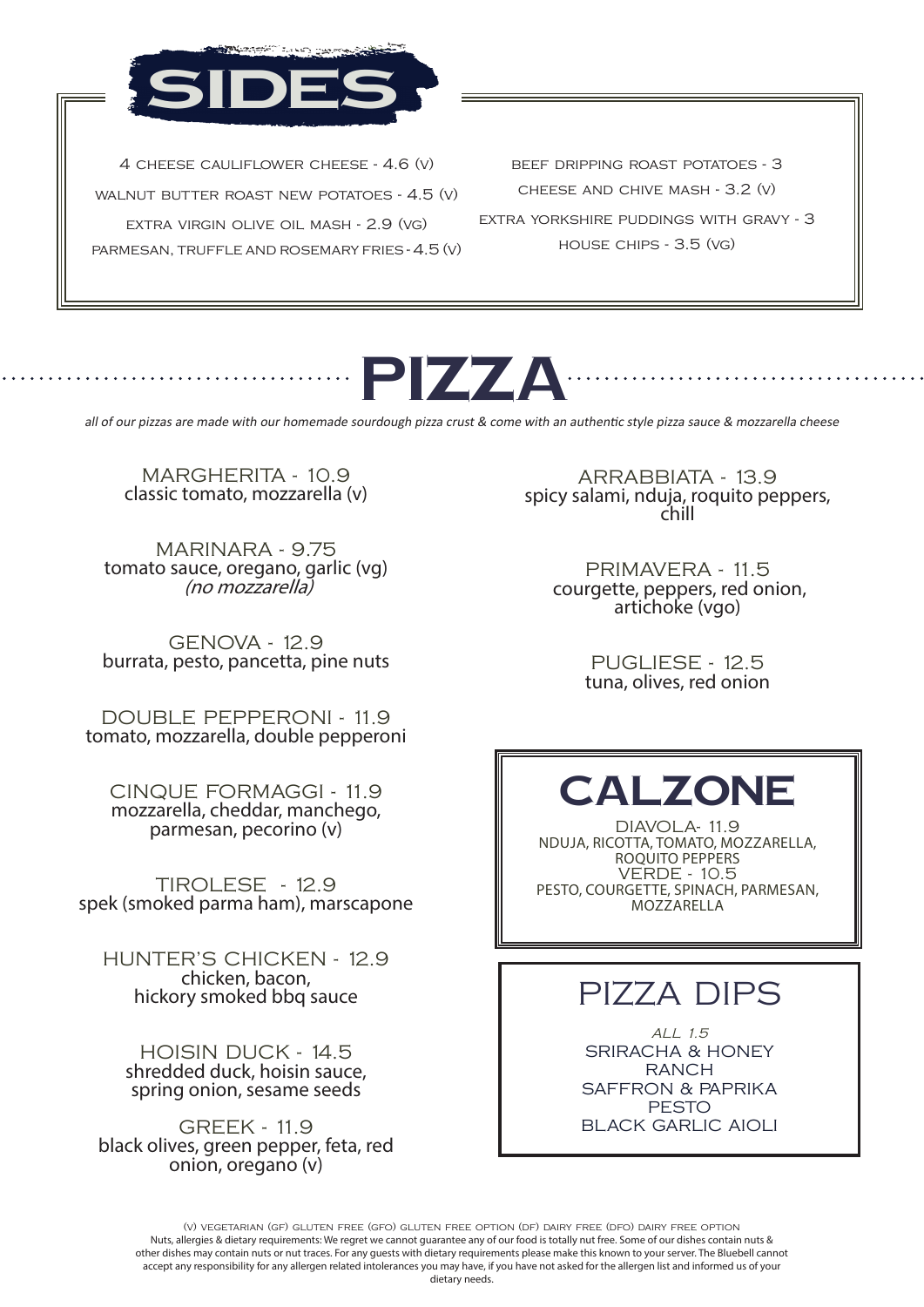# SIDES

4 cheese cauliflower cheese - 4.6 (v)

walnut butter roast new potatoes - 4.5 (v)

extra virgin olive oil mash - 2.9 (vg)

parmesan, truffle and rosemary fries - 4.5 (v)

beef dripping roast potatoes - 3

cheese and chive mash - 3.2 (v)

extra yorkshire puddings with gravy - 3

house chips - 3.5 (vg)

# PIZZA

*all of our pizzas are made with our homemade sourdough pizza crust & come with an authentic style pizza sauce & mozzarella cheese*

MARGHERITA - 10.9
classic tomato, mozzarella (v)

MARINARA - 9.75
tomato sauce, oregano, garlic (vg)
*(no mozzarella)*

GENOVA - 12.9
burrata, pesto, pancetta, pine nuts

DOUBLE PEPPERONI - 11.9
tomato, mozzarella, double pepperoni

CINQUE FORMAGGI - 11.9
mozzarella, cheddar, manchego, parmesan, pecorino (v)

TIROLESE - 12.9
spek (smoked parma ham), marscapone

HUNTER'S CHICKEN - 12.9
chicken, bacon, hickory smoked bbq sauce

HOISIN DUCK - 14.5
shredded duck, hoisin sauce, spring onion, sesame seeds

GREEK - 11.9
black olives, green pepper, feta, red onion, oregano (v)

ARRABBIATA - 13.9
spicy salami, nduja, roquito peppers, chill

PRIMAVERA - 11.5
courgette, peppers, red onion, artichoke (vgo)

PUGLIESE - 12.5
tuna, olives, red onion

## CALZONE

DIAVOLA- 11.9
NDUJA, RICOTTA, TOMATO, MOZZARELLA, ROQUITO PEPPERS

VERDE - 10.5
PESTO, COURGETTE, SPINACH, PARMESAN, MOZZARELLA

## PIZZA DIPS

*ALL 1.5*

SRIRACHA & HONEY
RANCH
SAFFRON & PAPRIKA
PESTO
BLACK GARLIC AIOLI

(v) vegetarian (gf) gluten free (gfo) gluten free option (df) dairy free (dfo) dairy free option

Nuts, allergies & dietary requirements: We regret we cannot guarantee any of our food is totally nut free. Some of our dishes contain nuts & other dishes may contain nuts or nut traces. For any guests with dietary requirements please make this known to your server. The Bluebell cannot accept any responsibility for any allergen related intolerances you may have, if you have not asked for the allergen list and informed us of your dietary needs.